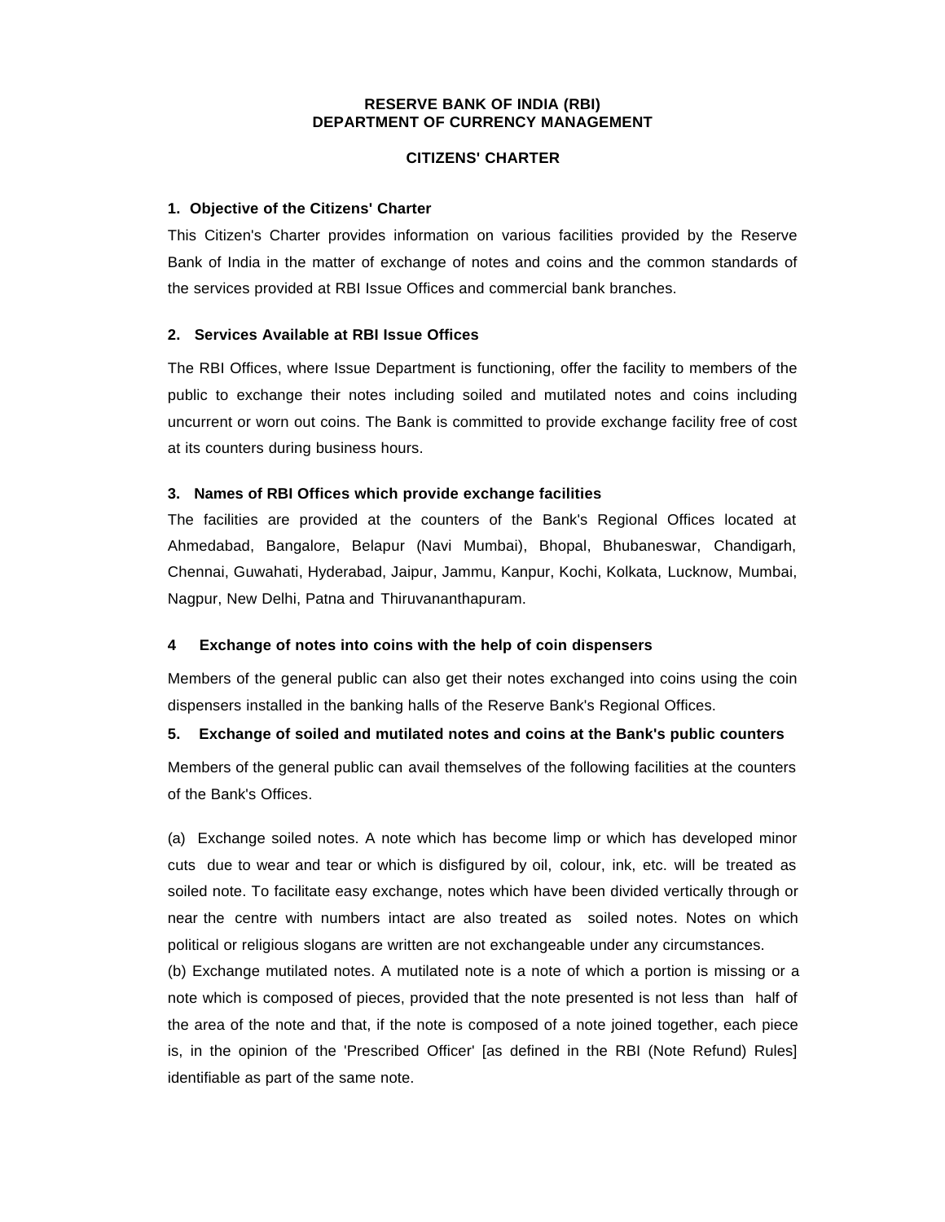# RESERVE BANK OF INDIA (RBI)
# DEPARTMENT OF CURRENCY MANAGEMENT

## CITIZENS' CHARTER

### 1. Objective of the Citizens' Charter

This Citizen's Charter provides information on various facilities provided by the Reserve Bank of India in the matter of exchange of notes and coins and the common standards of the services provided at RBI Issue Offices and commercial bank branches.

### 2. Services Available at RBI Issue Offices

The RBI Offices, where Issue Department is functioning, offer the facility to members of the public to exchange their notes including soiled and mutilated notes and coins including uncurrent or worn out coins. The Bank is committed to provide exchange facility free of cost at its counters during business hours.

### 3. Names of RBI Offices which provide exchange facilities

The facilities are provided at the counters of the Bank's Regional Offices located at Ahmedabad, Bangalore, Belapur (Navi Mumbai), Bhopal, Bhubaneswar, Chandigarh, Chennai, Guwahati, Hyderabad, Jaipur, Jammu, Kanpur, Kochi, Kolkata, Lucknow, Mumbai, Nagpur, New Delhi, Patna and Thiruvananthapuram.

### 4 Exchange of notes into coins with the help of coin dispensers

Members of the general public can also get their notes exchanged into coins using the coin dispensers installed in the banking halls of the Reserve Bank's Regional Offices.

### 5. Exchange of soiled and mutilated notes and coins at the Bank's public counters

Members of the general public can avail themselves of the following facilities at the counters of the Bank's Offices.

(a) Exchange soiled notes. A note which has become limp or which has developed minor cuts due to wear and tear or which is disfigured by oil, colour, ink, etc. will be treated as soiled note. To facilitate easy exchange, notes which have been divided vertically through or near the centre with numbers intact are also treated as soiled notes. Notes on which political or religious slogans are written are not exchangeable under any circumstances.

(b) Exchange mutilated notes. A mutilated note is a note of which a portion is missing or a note which is composed of pieces, provided that the note presented is not less than half of the area of the note and that, if the note is composed of a note joined together, each piece is, in the opinion of the 'Prescribed Officer' [as defined in the RBI (Note Refund) Rules] identifiable as part of the same note.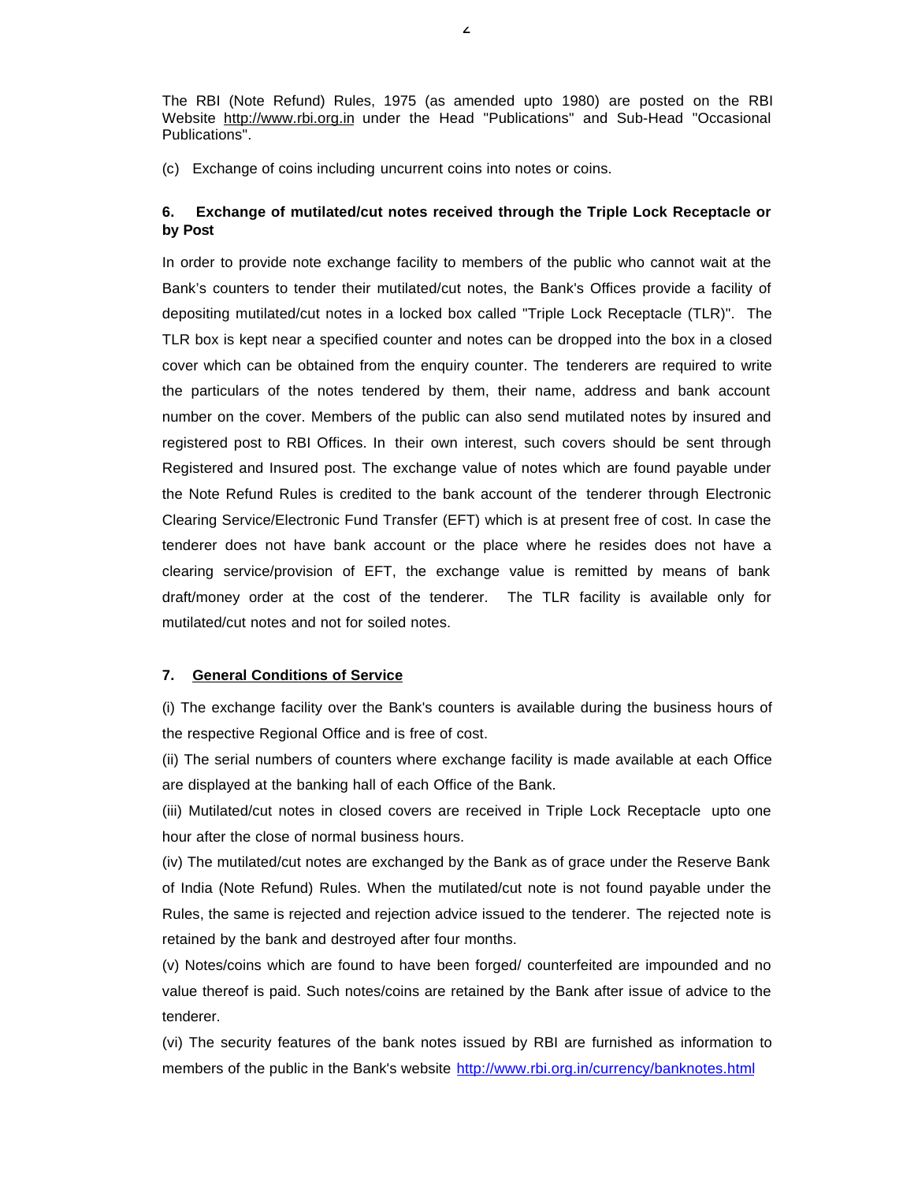The RBI (Note Refund) Rules, 1975 (as amended upto 1980) are posted on the RBI Website http://www.rbi.org.in under the Head "Publications" and Sub-Head "Occasional Publications".

(c) Exchange of coins including uncurrent coins into notes or coins.

## 6. Exchange of mutilated/cut notes received through the Triple Lock Receptacle or by Post

In order to provide note exchange facility to members of the public who cannot wait at the Bank's counters to tender their mutilated/cut notes, the Bank's Offices provide a facility of depositing mutilated/cut notes in a locked box called "Triple Lock Receptacle (TLR)". The TLR box is kept near a specified counter and notes can be dropped into the box in a closed cover which can be obtained from the enquiry counter. The tenderers are required to write the particulars of the notes tendered by them, their name, address and bank account number on the cover. Members of the public can also send mutilated notes by insured and registered post to RBI Offices. In their own interest, such covers should be sent through Registered and Insured post. The exchange value of notes which are found payable under the Note Refund Rules is credited to the bank account of the tenderer through Electronic Clearing Service/Electronic Fund Transfer (EFT) which is at present free of cost. In case the tenderer does not have bank account or the place where he resides does not have a clearing service/provision of EFT, the exchange value is remitted by means of bank draft/money order at the cost of the tenderer. The TLR facility is available only for mutilated/cut notes and not for soiled notes.

## 7. General Conditions of Service

(i) The exchange facility over the Bank's counters is available during the business hours of the respective Regional Office and is free of cost.

(ii) The serial numbers of counters where exchange facility is made available at each Office are displayed at the banking hall of each Office of the Bank.

(iii) Mutilated/cut notes in closed covers are received in Triple Lock Receptacle upto one hour after the close of normal business hours.

(iv) The mutilated/cut notes are exchanged by the Bank as of grace under the Reserve Bank of India (Note Refund) Rules. When the mutilated/cut note is not found payable under the Rules, the same is rejected and rejection advice issued to the tenderer. The rejected note is retained by the bank and destroyed after four months.

(v) Notes/coins which are found to have been forged/ counterfeited are impounded and no value thereof is paid. Such notes/coins are retained by the Bank after issue of advice to the tenderer.

(vi) The security features of the bank notes issued by RBI are furnished as information to members of the public in the Bank's website http://www.rbi.org.in/currency/banknotes.html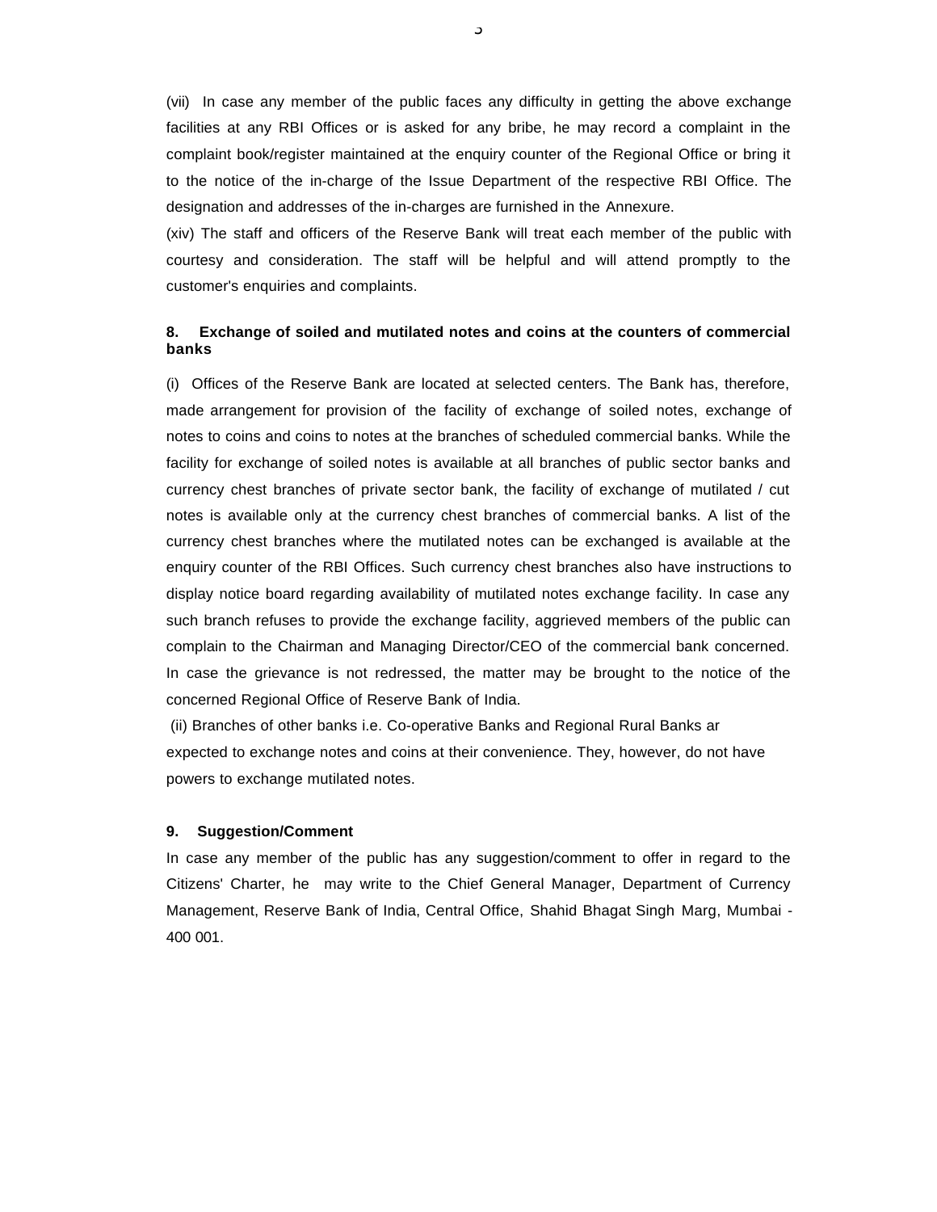(vii) In case any member of the public faces any difficulty in getting the above exchange facilities at any RBI Offices or is asked for any bribe, he may record a complaint in the complaint book/register maintained at the enquiry counter of the Regional Office or bring it to the notice of the in-charge of the Issue Department of the respective RBI Office. The designation and addresses of the in-charges are furnished in the Annexure.

(xiv) The staff and officers of the Reserve Bank will treat each member of the public with courtesy and consideration. The staff will be helpful and will attend promptly to the customer's enquiries and complaints.

## 8. Exchange of soiled and mutilated notes and coins at the counters of commercial banks

(i) Offices of the Reserve Bank are located at selected centers. The Bank has, therefore, made arrangement for provision of the facility of exchange of soiled notes, exchange of notes to coins and coins to notes at the branches of scheduled commercial banks. While the facility for exchange of soiled notes is available at all branches of public sector banks and currency chest branches of private sector bank, the facility of exchange of mutilated / cut notes is available only at the currency chest branches of commercial banks. A list of the currency chest branches where the mutilated notes can be exchanged is available at the enquiry counter of the RBI Offices. Such currency chest branches also have instructions to display notice board regarding availability of mutilated notes exchange facility. In case any such branch refuses to provide the exchange facility, aggrieved members of the public can complain to the Chairman and Managing Director/CEO of the commercial bank concerned. In case the grievance is not redressed, the matter may be brought to the notice of the concerned Regional Office of Reserve Bank of India.

(ii) Branches of other banks i.e. Co-operative Banks and Regional Rural Banks ar expected to exchange notes and coins at their convenience. They, however, do not have powers to exchange mutilated notes.

## 9. Suggestion/Comment

In case any member of the public has any suggestion/comment to offer in regard to the Citizens' Charter, he may write to the Chief General Manager, Department of Currency Management, Reserve Bank of India, Central Office, Shahid Bhagat Singh Marg, Mumbai - 400 001.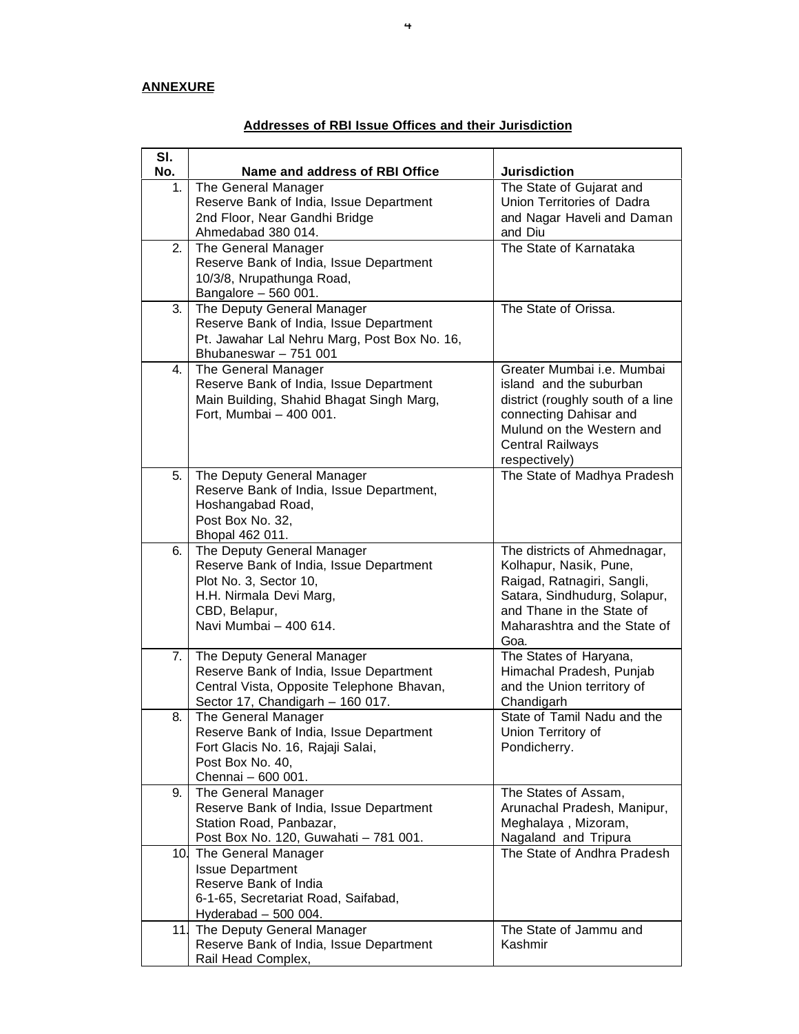**ANNEXURE**

**Addresses of RBI Issue Offices and their Jurisdiction**

| Sl. No. | Name and address of RBI Office | Jurisdiction |
|---|---|---|
| 1. | The General Manager<br>Reserve Bank of India, Issue Department<br>2nd Floor, Near Gandhi Bridge<br>Ahmedabad 380 014. | The State of Gujarat and Union Territories of Dadra and Nagar Haveli and Daman and Diu |
| 2. | The General Manager<br>Reserve Bank of India, Issue Department<br>10/3/8, Nrupathunga Road,<br>Bangalore – 560 001. | The State of Karnataka |
| 3. | The Deputy General Manager<br>Reserve Bank of India, Issue Department<br>Pt. Jawahar Lal Nehru Marg, Post Box No. 16,<br>Bhubaneswar – 751 001 | The State of Orissa. |
| 4. | The General Manager<br>Reserve Bank of India, Issue Department<br>Main Building, Shahid Bhagat Singh Marg,<br>Fort, Mumbai – 400 001. | Greater Mumbai i.e. Mumbai island and the suburban district (roughly south of a line connecting Dahisar and Mulund on the Western and Central Railways respectively) |
| 5. | The Deputy General Manager<br>Reserve Bank of India, Issue Department,<br>Hoshangabad Road,<br>Post Box No. 32,<br>Bhopal 462 011. | The State of Madhya Pradesh |
| 6. | The Deputy General Manager<br>Reserve Bank of India, Issue Department<br>Plot No. 3, Sector 10,<br>H.H. Nirmala Devi Marg,<br>CBD, Belapur,<br>Navi Mumbai – 400 614. | The districts of Ahmednagar, Kolhapur, Nasik, Pune, Raigad, Ratnagiri, Sangli, Satara, Sindhudurg, Solapur, and Thane in the State of Maharashtra and the State of Goa. |
| 7. | The Deputy General Manager<br>Reserve Bank of India, Issue Department<br>Central Vista, Opposite Telephone Bhavan,<br>Sector 17, Chandigarh – 160 017. | The States of Haryana, Himachal Pradesh, Punjab and the Union territory of Chandigarh |
| 8. | The General Manager<br>Reserve Bank of India, Issue Department<br>Fort Glacis No. 16, Rajaji Salai,<br>Post Box No. 40,<br>Chennai – 600 001. | State of Tamil Nadu and the Union Territory of Pondicherry. |
| 9. | The General Manager<br>Reserve Bank of India, Issue Department<br>Station Road, Panbazar,<br>Post Box No. 120, Guwahati – 781 001. | The States of Assam, Arunachal Pradesh, Manipur, Meghalaya , Mizoram, Nagaland and Tripura |
| 10. | The General Manager<br>Issue Department<br>Reserve Bank of India<br>6-1-65, Secretariat Road, Saifabad,<br>Hyderabad – 500 004. | The State of Andhra Pradesh |
| 11. | The Deputy General Manager<br>Reserve Bank of India, Issue Department<br>Rail Head Complex, | The State of Jammu and Kashmir |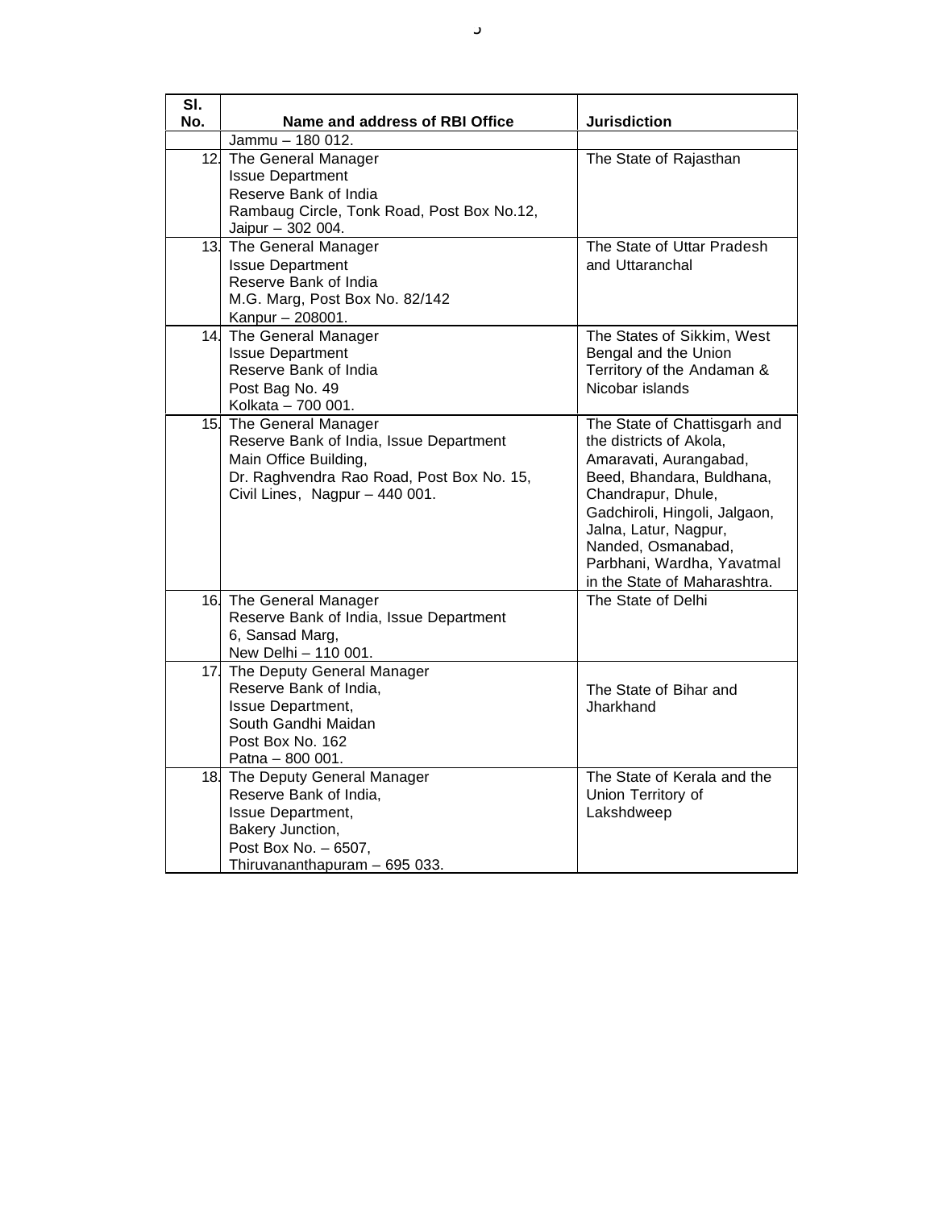| Sl. No. | Name and address of RBI Office | Jurisdiction |
|---|---|---|
| | Jammu – 180 012. | |
| 12. | The General Manager<br>Issue Department<br>Reserve Bank of India<br>Rambaug Circle, Tonk Road, Post Box No.12,<br>Jaipur – 302 004. | The State of Rajasthan |
| 13. | The General Manager<br>Issue Department<br>Reserve Bank of India<br>M.G. Marg, Post Box No. 82/142<br>Kanpur – 208001. | The State of Uttar Pradesh and Uttaranchal |
| 14. | The General Manager<br>Issue Department<br>Reserve Bank of India<br>Post Bag No. 49<br>Kolkata – 700 001. | The States of Sikkim, West Bengal and the Union Territory of the Andaman & Nicobar islands |
| 15. | The General Manager<br>Reserve Bank of India, Issue Department<br>Main Office Building,<br>Dr. Raghvendra Rao Road, Post Box No. 15,<br>Civil Lines, Nagpur – 440 001. | The State of Chattisgarh and the districts of Akola, Amaravati, Aurangabad, Beed, Bhandara, Buldhana, Chandrapur, Dhule, Gadchiroli, Hingoli, Jalgaon, Jalna, Latur, Nagpur, Nanded, Osmanabad, Parbhani, Wardha, Yavatmal in the State of Maharashtra. |
| 16. | The General Manager<br>Reserve Bank of India, Issue Department<br>6, Sansad Marg,<br>New Delhi – 110 001. | The State of Delhi |
| 17. | The Deputy General Manager<br>Reserve Bank of India,<br>Issue Department,<br>South Gandhi Maidan<br>Post Box No. 162<br>Patna – 800 001. | The State of Bihar and Jharkhand |
| 18. | The Deputy General Manager<br>Reserve Bank of India,<br>Issue Department,<br>Bakery Junction,<br>Post Box No. – 6507,<br>Thiruvananthapuram – 695 033. | The State of Kerala and the Union Territory of Lakshdweep |